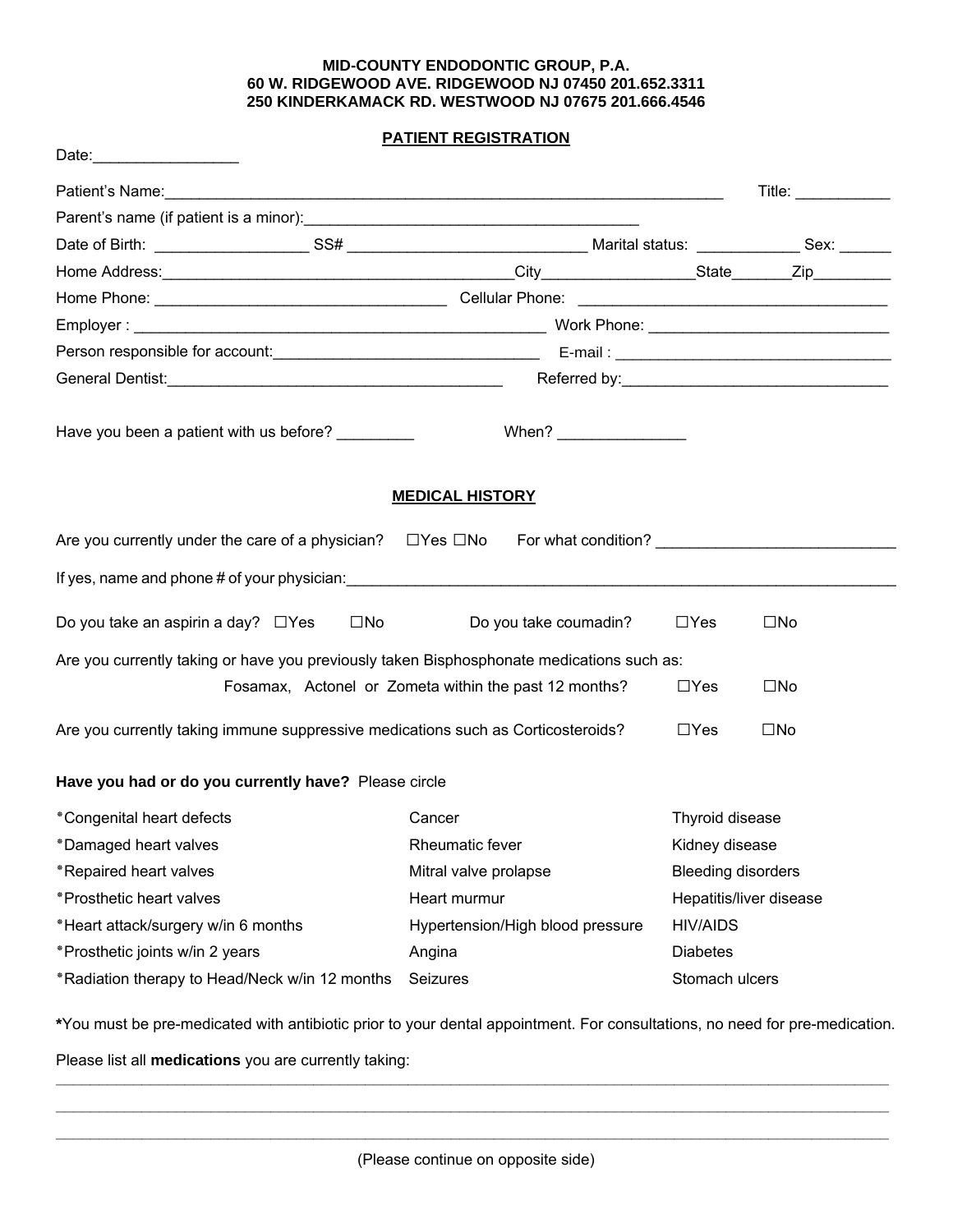**MID-COUNTY ENDODONTIC GROUP, P.A.**
**60 W. RIDGEWOOD AVE. RIDGEWOOD NJ 07450 201.652.3311**
**250 KINDERKAMACK RD. WESTWOOD NJ 07675 201.666.4546**

## PATIENT REGISTRATION

Date:_________________

Patient's Name:______________________________________________________________________ Title: ___________

Parent's name (if patient is a minor):________________________________________

Date of Birth: __________________ SS# ____________________________ Marital status: ____________ Sex: ______

Home Address:__________________________________________City__________________State_______Zip_________

Home Phone: __________________________________ Cellular Phone: ___________________________________

Employer : __________________________________________________ Work Phone: ____________________________

Person responsible for account:_______________________________ E-mail : ________________________________

General Dentist:_______________________________________ Referred by:______________________________

Have you been a patient with us before? _________ When? _______________

## MEDICAL HISTORY

Are you currently under the care of a physician? ☐Yes ☐No For what condition? ___________________________

If yes, name and phone # of your physician:__________________________________________________________________

Do you take an aspirin a day? ☐Yes ☐No Do you take coumadin? ☐Yes ☐No

Are you currently taking or have you previously taken Bisphosphonate medications such as:
Fosamax, Actonel or Zometa within the past 12 months? ☐Yes ☐No

Are you currently taking immune suppressive medications such as Corticosteroids? ☐Yes ☐No

**Have you had or do you currently have?** Please circle

| | | |
|---|---|---|
| *Congenital heart defects | Cancer | Thyroid disease |
| *Damaged heart valves | Rheumatic fever | Kidney disease |
| *Repaired heart valves | Mitral valve prolapse | Bleeding disorders |
| *Prosthetic heart valves | Heart murmur | Hepatitis/liver disease |
| *Heart attack/surgery w/in 6 months | Hypertension/High blood pressure | HIV/AIDS |
| *Prosthetic joints w/in 2 years | Angina | Diabetes |
| *Radiation therapy to Head/Neck w/in 12 months | Seizures | Stomach ulcers |

***You must be pre-medicated with antibiotic prior to your dental appointment. For consultations, no need for pre-medication.**

Please list all **medications** you are currently taking:

______________________________________________________________________________________________

______________________________________________________________________________________________

______________________________________________________________________________________________

(Please continue on opposite side)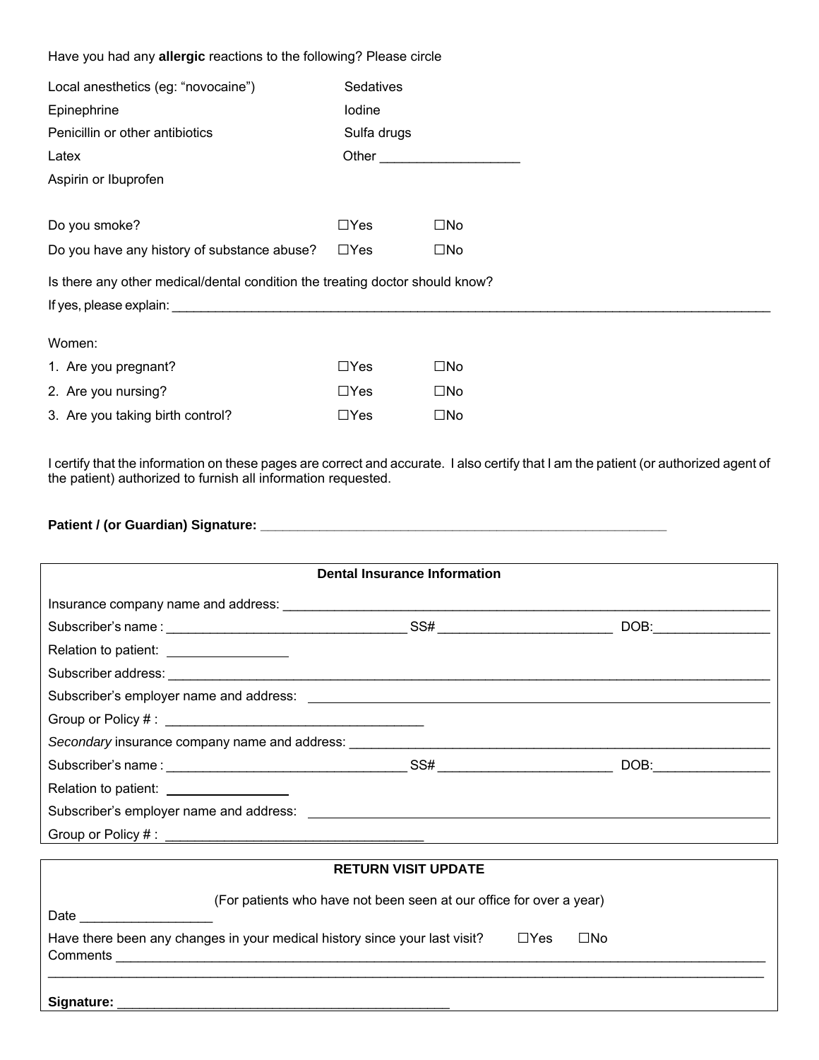Have you had any **allergic** reactions to the following? Please circle

| | |
|---|---|
| Local anesthetics (eg: “novocaine”) | Sedatives |
| Epinephrine | Iodine |
| Penicillin or other antibiotics | Sulfa drugs |
| Latex | Other ___________________ |
| Aspirin or Ibuprofen | |

| | | |
|---|---|---|
| Do you smoke? | ☐Yes | ☐No |
| Do you have any history of substance abuse? | ☐Yes | ☐No |

Is there any other medical/dental condition the treating doctor should know?

If yes, please explain: ____________________________________________________________________________________

Women:

| | | |
|---|---|---|
| 1. Are you pregnant? | ☐Yes | ☐No |
| 2. Are you nursing? | ☐Yes | ☐No |
| 3. Are you taking birth control? | ☐Yes | ☐No |

I certify that the information on these pages are correct and accurate. I also certify that I am the patient (or authorized agent of the patient) authorized to furnish all information requested.

**Patient / (or Guardian) Signature:** _________________________________________________________

## Dental Insurance Information

Insurance company name and address: ______________________________________________________________________

Subscriber's name : ________________________________ SS# _______________________ DOB:________________

Relation to patient: ________________

Subscriber address: ____________________________________________________________________________________

Subscriber's employer name and address: ___________________________________________________________________

Group or Policy # : __________________________________

*Secondary* insurance company name and address: ___________________________________________________________

Subscriber's name : ________________________________ SS# _______________________ DOB:________________

Relation to patient: ________________

Subscriber's employer name and address: ___________________________________________________________________

Group or Policy # : __________________________________

## RETURN VISIT UPDATE

(For patients who have not been seen at our office for over a year)

Date __________________

Have there been any changes in your medical history since your last visit? ☐Yes ☐No

Comments ________________________________________________________________________________________

_______________________________________________________________________________________________

**Signature:** ______________________________________________